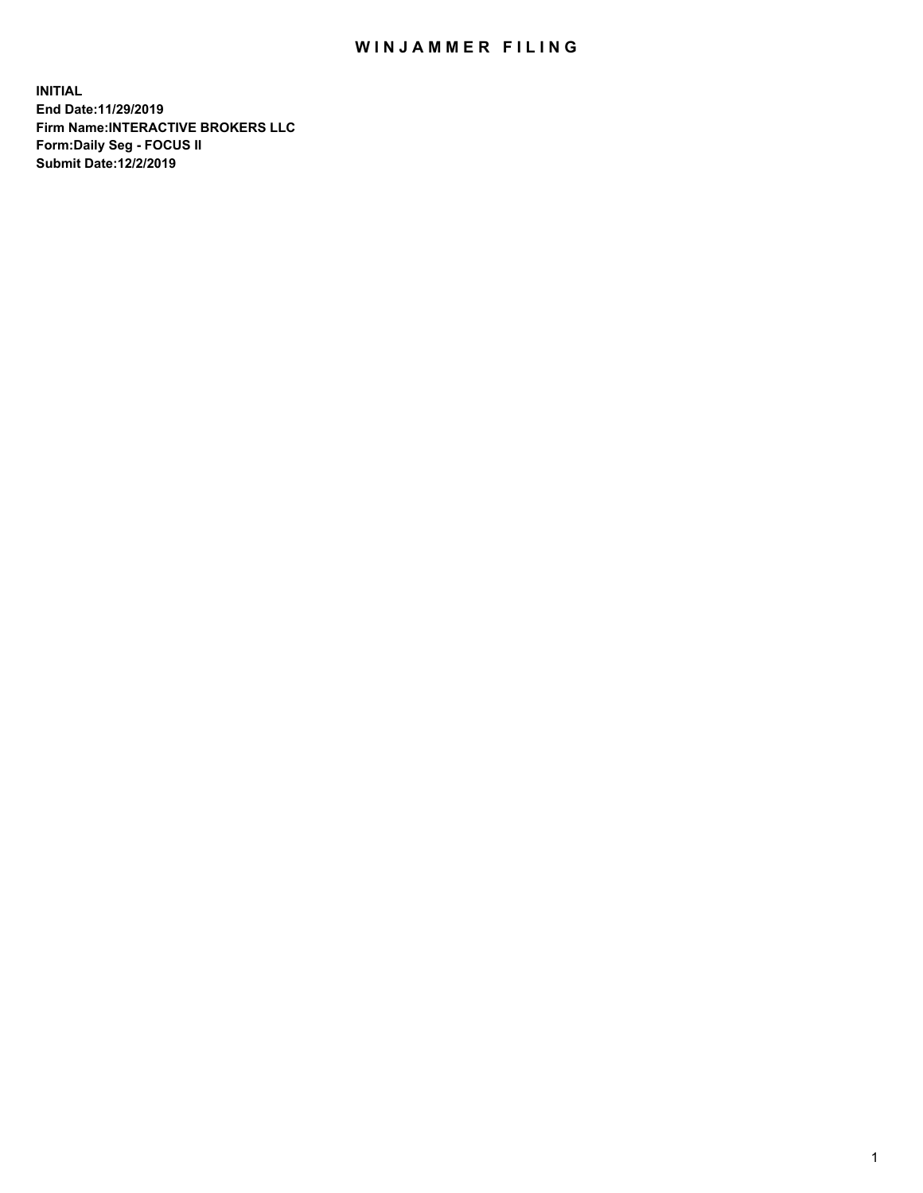# WINJAMMER FILING

**INITIAL**
**End Date:11/29/2019**
**Firm Name:INTERACTIVE BROKERS LLC**
**Form:Daily Seg - FOCUS II**
**Submit Date:12/2/2019**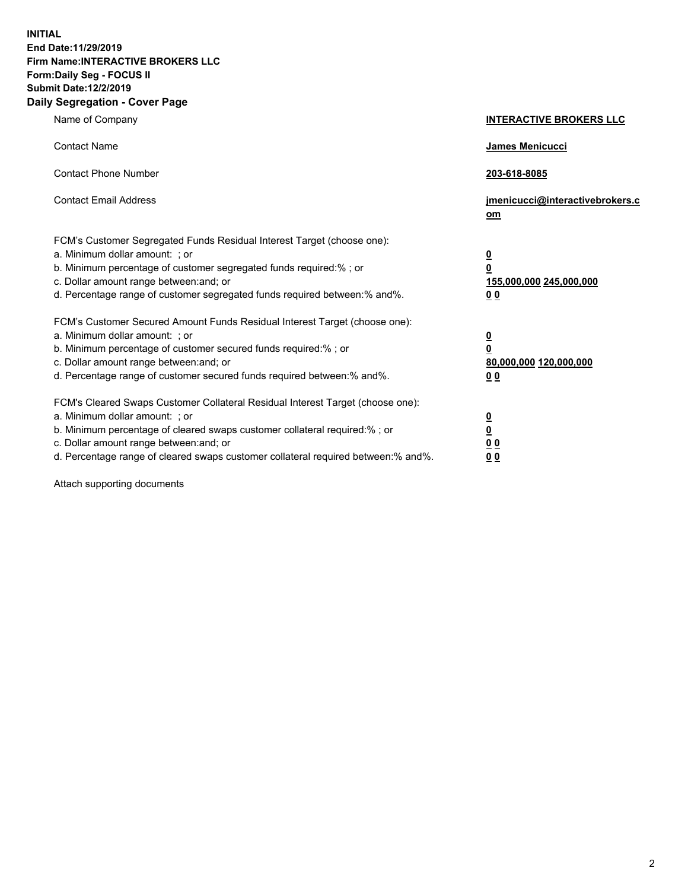**INITIAL**
**End Date:11/29/2019**
**Firm Name:INTERACTIVE BROKERS LLC**
**Form:Daily Seg - FOCUS II**
**Submit Date:12/2/2019**
**Daily Segregation - Cover Page**

| | |
|---|---|
| Name of Company | **INTERACTIVE BROKERS LLC** |
| Contact Name | **James Menicucci** |
| Contact Phone Number | **203-618-8085** |
| Contact Email Address | **jmenicucci@interactivebrokers.com** |
| FCM's Customer Segregated Funds Residual Interest Target (choose one): | |
| a. Minimum dollar amount: ; or | **0** |
| b. Minimum percentage of customer segregated funds required:% ; or | **0** |
| c. Dollar amount range between:and; or | **155,000,000 245,000,000** |
| d. Percentage range of customer segregated funds required between:% and%. | **0 0** |
| FCM's Customer Secured Amount Funds Residual Interest Target (choose one): | |
| a. Minimum dollar amount: ; or | **0** |
| b. Minimum percentage of customer secured funds required:% ; or | **0** |
| c. Dollar amount range between:and; or | **80,000,000 120,000,000** |
| d. Percentage range of customer secured funds required between:% and%. | **0 0** |
| FCM's Cleared Swaps Customer Collateral Residual Interest Target (choose one): | |
| a. Minimum dollar amount: ; or | **0** |
| b. Minimum percentage of cleared swaps customer collateral required:% ; or | **0** |
| c. Dollar amount range between:and; or | **0 0** |
| d. Percentage range of cleared swaps customer collateral required between:% and%. | **0 0** |

Attach supporting documents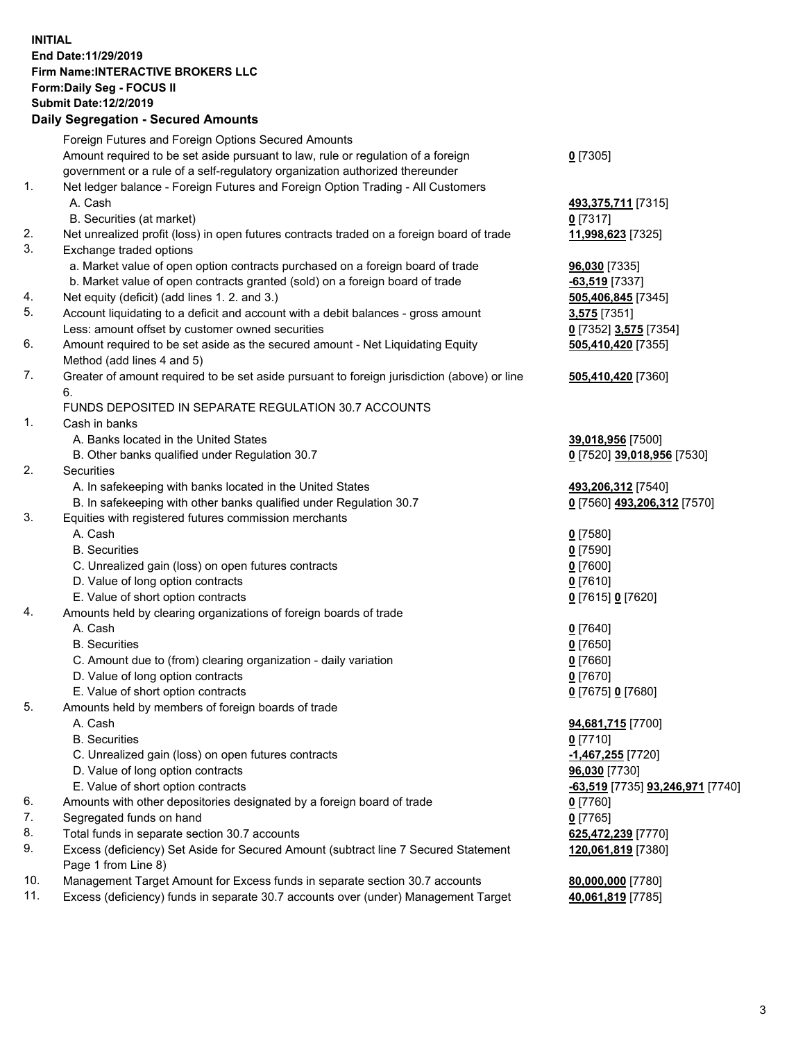**INITIAL**
**End Date:11/29/2019**
**Firm Name:INTERACTIVE BROKERS LLC**
**Form:Daily Seg - FOCUS II**
**Submit Date:12/2/2019**

## Daily Segregation - Secured Amounts

| | | |
|---|---|---|
| | Foreign Futures and Foreign Options Secured Amounts | |
| | Amount required to be set aside pursuant to law, rule or regulation of a foreign government or a rule of a self-regulatory organization authorized thereunder | **0** [7305] |
| 1. | Net ledger balance - Foreign Futures and Foreign Option Trading - All Customers | |
| | A. Cash | **493,375,711** [7315] |
| | B. Securities (at market) | **0** [7317] |
| 2. | Net unrealized profit (loss) in open futures contracts traded on a foreign board of trade | **11,998,623** [7325] |
| 3. | Exchange traded options | |
| | a. Market value of open option contracts purchased on a foreign board of trade | **96,030** [7335] |
| | b. Market value of open contracts granted (sold) on a foreign board of trade | **-63,519** [7337] |
| 4. | Net equity (deficit) (add lines 1. 2. and 3.) | **505,406,845** [7345] |
| 5. | Account liquidating to a deficit and account with a debit balances - gross amount | **3,575** [7351] |
| | Less: amount offset by customer owned securities | **0** [7352] **3,575** [7354] |
| 6. | Amount required to be set aside as the secured amount - Net Liquidating Equity Method (add lines 4 and 5) | **505,410,420** [7355] |
| 7. | Greater of amount required to be set aside pursuant to foreign jurisdiction (above) or line 6. | **505,410,420** [7360] |
| | FUNDS DEPOSITED IN SEPARATE REGULATION 30.7 ACCOUNTS | |
| 1. | Cash in banks | |
| | A. Banks located in the United States | **39,018,956** [7500] |
| | B. Other banks qualified under Regulation 30.7 | **0** [7520] **39,018,956** [7530] |
| 2. | Securities | |
| | A. In safekeeping with banks located in the United States | **493,206,312** [7540] |
| | B. In safekeeping with other banks qualified under Regulation 30.7 | **0** [7560] **493,206,312** [7570] |
| 3. | Equities with registered futures commission merchants | |
| | A. Cash | **0** [7580] |
| | B. Securities | **0** [7590] |
| | C. Unrealized gain (loss) on open futures contracts | **0** [7600] |
| | D. Value of long option contracts | **0** [7610] |
| | E. Value of short option contracts | **0** [7615] **0** [7620] |
| 4. | Amounts held by clearing organizations of foreign boards of trade | |
| | A. Cash | **0** [7640] |
| | B. Securities | **0** [7650] |
| | C. Amount due to (from) clearing organization - daily variation | **0** [7660] |
| | D. Value of long option contracts | **0** [7670] |
| | E. Value of short option contracts | **0** [7675] **0** [7680] |
| 5. | Amounts held by members of foreign boards of trade | |
| | A. Cash | **94,681,715** [7700] |
| | B. Securities | **0** [7710] |
| | C. Unrealized gain (loss) on open futures contracts | **-1,467,255** [7720] |
| | D. Value of long option contracts | **96,030** [7730] |
| | E. Value of short option contracts | **-63,519** [7735] **93,246,971** [7740] |
| 6. | Amounts with other depositories designated by a foreign board of trade | **0** [7760] |
| 7. | Segregated funds on hand | **0** [7765] |
| 8. | Total funds in separate section 30.7 accounts | **625,472,239** [7770] |
| 9. | Excess (deficiency) Set Aside for Secured Amount (subtract line 7 Secured Statement Page 1 from Line 8) | **120,061,819** [7380] |
| 10. | Management Target Amount for Excess funds in separate section 30.7 accounts | **80,000,000** [7780] |
| 11. | Excess (deficiency) funds in separate 30.7 accounts over (under) Management Target | **40,061,819** [7785] |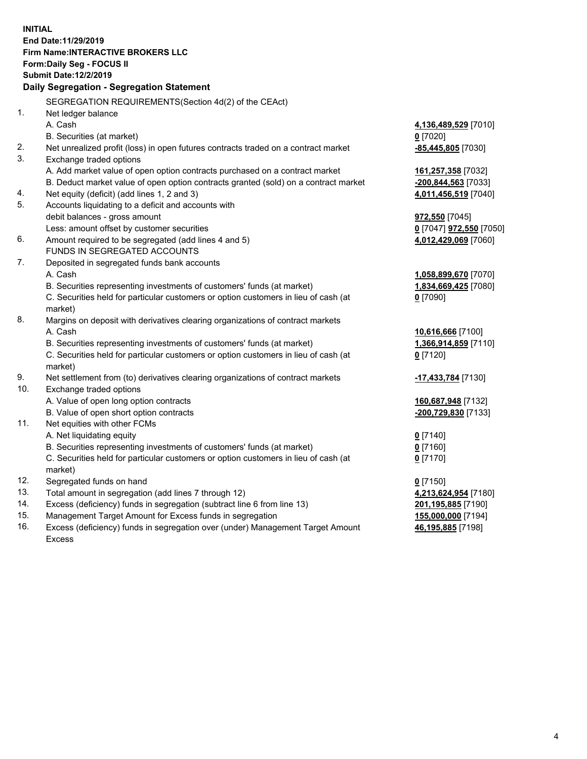**INITIAL**
**End Date:11/29/2019**
**Firm Name:INTERACTIVE BROKERS LLC**
**Form:Daily Seg - FOCUS II**
**Submit Date:12/2/2019**

**Daily Segregation - Segregation Statement**

| | | |
|---|---|---|
| | SEGREGATION REQUIREMENTS(Section 4d(2) of the CEAct) | |
| 1. | Net ledger balance | |
| | A. Cash | **4,136,489,529** [7010] |
| | B. Securities (at market) | **0** [7020] |
| 2. | Net unrealized profit (loss) in open futures contracts traded on a contract market | **-85,445,805** [7030] |
| 3. | Exchange traded options | |
| | A. Add market value of open option contracts purchased on a contract market | **161,257,358** [7032] |
| | B. Deduct market value of open option contracts granted (sold) on a contract market | **-200,844,563** [7033] |
| 4. | Net equity (deficit) (add lines 1, 2 and 3) | **4,011,456,519** [7040] |
| 5. | Accounts liquidating to a deficit and accounts with debit balances - gross amount | **972,550** [7045] |
| | Less: amount offset by customer securities | **0** [7047] **972,550** [7050] |
| 6. | Amount required to be segregated (add lines 4 and 5) | **4,012,429,069** [7060] |
| | FUNDS IN SEGREGATED ACCOUNTS | |
| 7. | Deposited in segregated funds bank accounts | |
| | A. Cash | **1,058,899,670** [7070] |
| | B. Securities representing investments of customers' funds (at market) | **1,834,669,425** [7080] |
| | C. Securities held for particular customers or option customers in lieu of cash (at market) | **0** [7090] |
| 8. | Margins on deposit with derivatives clearing organizations of contract markets | |
| | A. Cash | **10,616,666** [7100] |
| | B. Securities representing investments of customers' funds (at market) | **1,366,914,859** [7110] |
| | C. Securities held for particular customers or option customers in lieu of cash (at market) | **0** [7120] |
| 9. | Net settlement from (to) derivatives clearing organizations of contract markets | **-17,433,784** [7130] |
| 10. | Exchange traded options | |
| | A. Value of open long option contracts | **160,687,948** [7132] |
| | B. Value of open short option contracts | **-200,729,830** [7133] |
| 11. | Net equities with other FCMs | |
| | A. Net liquidating equity | **0** [7140] |
| | B. Securities representing investments of customers' funds (at market) | **0** [7160] |
| | C. Securities held for particular customers or option customers in lieu of cash (at market) | **0** [7170] |
| 12. | Segregated funds on hand | **0** [7150] |
| 13. | Total amount in segregation (add lines 7 through 12) | **4,213,624,954** [7180] |
| 14. | Excess (deficiency) funds in segregation (subtract line 6 from line 13) | **201,195,885** [7190] |
| 15. | Management Target Amount for Excess funds in segregation | **155,000,000** [7194] |
| 16. | Excess (deficiency) funds in segregation over (under) Management Target Amount Excess | **46,195,885** [7198] |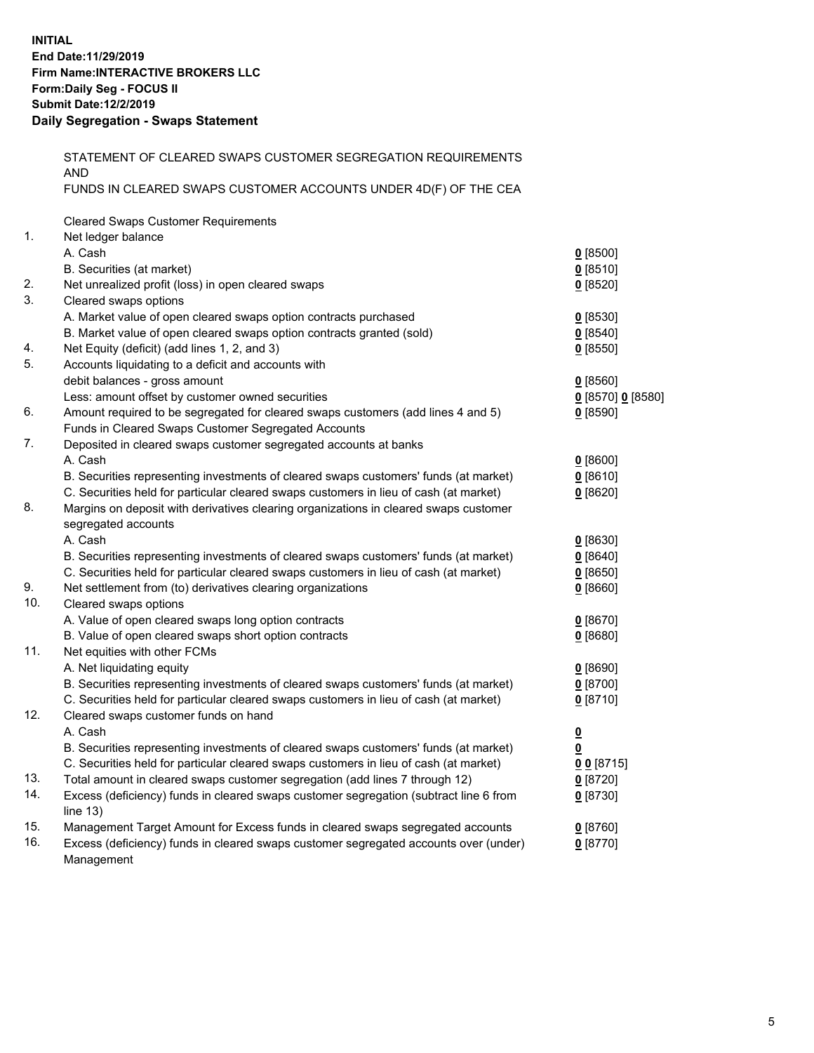**INITIAL**
**End Date:11/29/2019**
**Firm Name:INTERACTIVE BROKERS LLC**
**Form:Daily Seg - FOCUS II**
**Submit Date:12/2/2019**
**Daily Segregation - Swaps Statement**

STATEMENT OF CLEARED SWAPS CUSTOMER SEGREGATION REQUIREMENTS AND FUNDS IN CLEARED SWAPS CUSTOMER ACCOUNTS UNDER 4D(F) OF THE CEA

| | | |
|---|---|---|
| | Cleared Swaps Customer Requirements | |
| 1. | Net ledger balance | |
| | A. Cash | 0 [8500] |
| | B. Securities (at market) | 0 [8510] |
| 2. | Net unrealized profit (loss) in open cleared swaps | 0 [8520] |
| 3. | Cleared swaps options | |
| | A. Market value of open cleared swaps option contracts purchased | 0 [8530] |
| | B. Market value of open cleared swaps option contracts granted (sold) | 0 [8540] |
| 4. | Net Equity (deficit) (add lines 1, 2, and 3) | 0 [8550] |
| 5. | Accounts liquidating to a deficit and accounts with debit balances - gross amount | 0 [8560] |
| | Less: amount offset by customer owned securities | 0 [8570] 0 [8580] |
| 6. | Amount required to be segregated for cleared swaps customers (add lines 4 and 5) | 0 [8590] |
| | Funds in Cleared Swaps Customer Segregated Accounts | |
| 7. | Deposited in cleared swaps customer segregated accounts at banks | |
| | A. Cash | 0 [8600] |
| | B. Securities representing investments of cleared swaps customers' funds (at market) | 0 [8610] |
| | C. Securities held for particular cleared swaps customers in lieu of cash (at market) | 0 [8620] |
| 8. | Margins on deposit with derivatives clearing organizations in cleared swaps customer segregated accounts | |
| | A. Cash | 0 [8630] |
| | B. Securities representing investments of cleared swaps customers' funds (at market) | 0 [8640] |
| | C. Securities held for particular cleared swaps customers in lieu of cash (at market) | 0 [8650] |
| 9. | Net settlement from (to) derivatives clearing organizations | 0 [8660] |
| 10. | Cleared swaps options | |
| | A. Value of open cleared swaps long option contracts | 0 [8670] |
| | B. Value of open cleared swaps short option contracts | 0 [8680] |
| 11. | Net equities with other FCMs | |
| | A. Net liquidating equity | 0 [8690] |
| | B. Securities representing investments of cleared swaps customers' funds (at market) | 0 [8700] |
| | C. Securities held for particular cleared swaps customers in lieu of cash (at market) | 0 [8710] |
| 12. | Cleared swaps customer funds on hand | |
| | A. Cash | 0 |
| | B. Securities representing investments of cleared swaps customers' funds (at market) | 0 |
| | C. Securities held for particular cleared swaps customers in lieu of cash (at market) | 0 0 [8715] |
| 13. | Total amount in cleared swaps customer segregation (add lines 7 through 12) | 0 [8720] |
| 14. | Excess (deficiency) funds in cleared swaps customer segregation (subtract line 6 from line 13) | 0 [8730] |
| 15. | Management Target Amount for Excess funds in cleared swaps segregated accounts | 0 [8760] |
| 16. | Excess (deficiency) funds in cleared swaps customer segregated accounts over (under) Management | 0 [8770] |